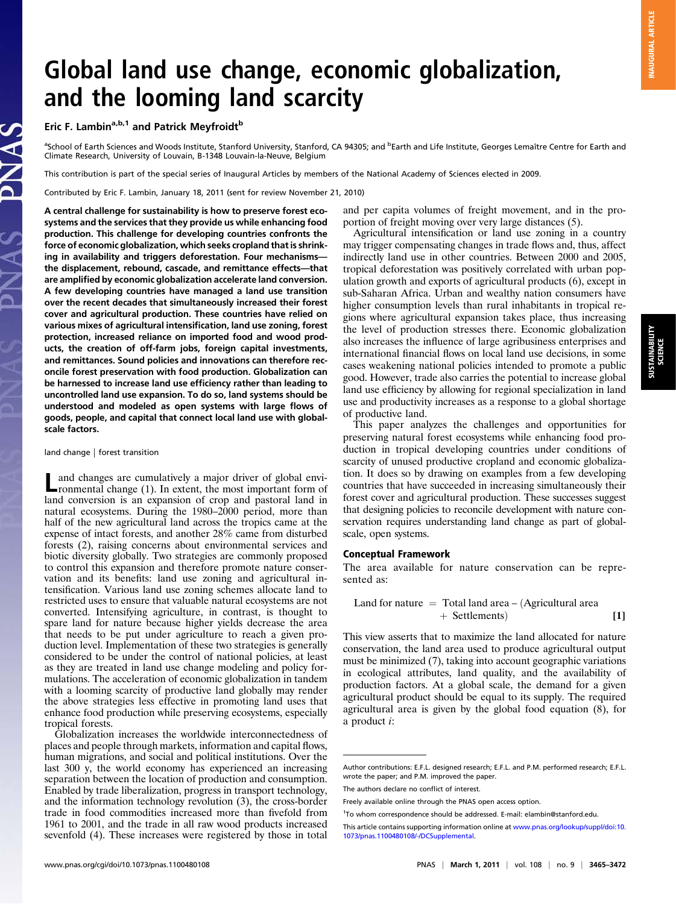# Global land use change, economic globalization, and the looming land scarcity

Eric F. Lambin[a,b,1] and Patrick Meyfroidt[b]

[a]School of Earth Sciences and Woods Institute, Stanford University, Stanford, CA 94305; and [b]Earth and Life Institute, Georges Lemaître Centre for Earth and Climate Research, University of Louvain, B-1348 Louvain-la-Neuve, Belgium

This contribution is part of the special series of Inaugural Articles by members of the National Academy of Sciences elected in 2009.

Contributed by Eric F. Lambin, January 18, 2011 (sent for review November 21, 2010)

**A central challenge for sustainability is how to preserve forest ecosystems and the services that they provide us while enhancing food production. This challenge for developing countries confronts the force of economic globalization, which seeks cropland that is shrinking in availability and triggers deforestation. Four mechanisms—the displacement, rebound, cascade, and remittance effects—that are amplified by economic globalization accelerate land conversion. A few developing countries have managed a land use transition over the recent decades that simultaneously increased their forest cover and agricultural production. These countries have relied on various mixes of agricultural intensification, land use zoning, forest protection, increased reliance on imported food and wood products, the creation of off-farm jobs, foreign capital investments, and remittances. Sound policies and innovations can therefore reconcile forest preservation with food production. Globalization can be harnessed to increase land use efficiency rather than leading to uncontrolled land use expansion. To do so, land systems should be understood and modeled as open systems with large flows of goods, people, and capital that connect local land use with global-scale factors.**

land change | forest transition

Land changes are cumulatively a major driver of global environmental change (1). In extent, the most important form of land conversion is an expansion of crop and pastoral land in natural ecosystems. During the 1980–2000 period, more than half of the new agricultural land across the tropics came at the expense of intact forests, and another 28% came from disturbed forests (2), raising concerns about environmental services and biotic diversity globally. Two strategies are commonly proposed to control this expansion and therefore promote nature conservation and its benefits: land use zoning and agricultural intensification. Various land use zoning schemes allocate land to restricted uses to ensure that valuable natural ecosystems are not converted. Intensifying agriculture, in contrast, is thought to spare land for nature because higher yields decrease the area that needs to be put under agriculture to reach a given production level. Implementation of these two strategies is generally considered to be under the control of national policies, at least as they are treated in land use change modeling and policy formulations. The acceleration of economic globalization in tandem with a looming scarcity of productive land globally may render the above strategies less effective in promoting land uses that enhance food production while preserving ecosystems, especially tropical forests.

Globalization increases the worldwide interconnectedness of places and people through markets, information and capital flows, human migrations, and social and political institutions. Over the last 300 y, the world economy has experienced an increasing separation between the location of production and consumption. Enabled by trade liberalization, progress in transport technology, and the information technology revolution (3), the cross-border trade in food commodities increased more than fivefold from 1961 to 2001, and the trade in all raw wood products increased sevenfold (4). These increases were registered by those in total and per capita volumes of freight movement, and in the proportion of freight moving over very large distances (5).

Agricultural intensification or land use zoning in a country may trigger compensating changes in trade flows and, thus, affect indirectly land use in other countries. Between 2000 and 2005, tropical deforestation was positively correlated with urban population growth and exports of agricultural products (6), except in sub-Saharan Africa. Urban and wealthy nation consumers have higher consumption levels than rural inhabitants in tropical regions where agricultural expansion takes place, thus increasing the level of production stresses there. Economic globalization also increases the influence of large agribusiness enterprises and international financial flows on local land use decisions, in some cases weakening national policies intended to promote a public good. However, trade also carries the potential to increase global land use efficiency by allowing for regional specialization in land use and productivity increases as a response to a global shortage of productive land.

This paper analyzes the challenges and opportunities for preserving natural forest ecosystems while enhancing food production in tropical developing countries under conditions of scarcity of unused productive cropland and economic globalization. It does so by drawing on examples from a few developing countries that have succeeded in increasing simultaneously their forest cover and agricultural production. These successes suggest that designing policies to reconcile development with nature conservation requires understanding land change as part of global-scale, open systems.

## Conceptual Framework

The area available for nature conservation can be represented as:

$$\text{Land for nature} = \text{Total land area} - (\text{Agricultural area} + \text{Settlements}) \quad [1]$$

This view asserts that to maximize the land allocated for nature conservation, the land area used to produce agricultural output must be minimized (7), taking into account geographic variations in ecological attributes, land quality, and the availability of production factors. At a global scale, the demand for a given agricultural product should be equal to its supply. The required agricultural area is given by the global food equation (8), for a product $i$:

---

Author contributions: E.F.L. designed research; E.F.L. and P.M. performed research; E.F.L. wrote the paper; and P.M. improved the paper.

The authors declare no conflict of interest.

Freely available online through the PNAS open access option.

[1]To whom correspondence should be addressed. E-mail: elambin@stanford.edu.

This article contains supporting information online at www.pnas.org/lookup/suppl/doi:10.1073/pnas.1100480108/-/DCSupplemental.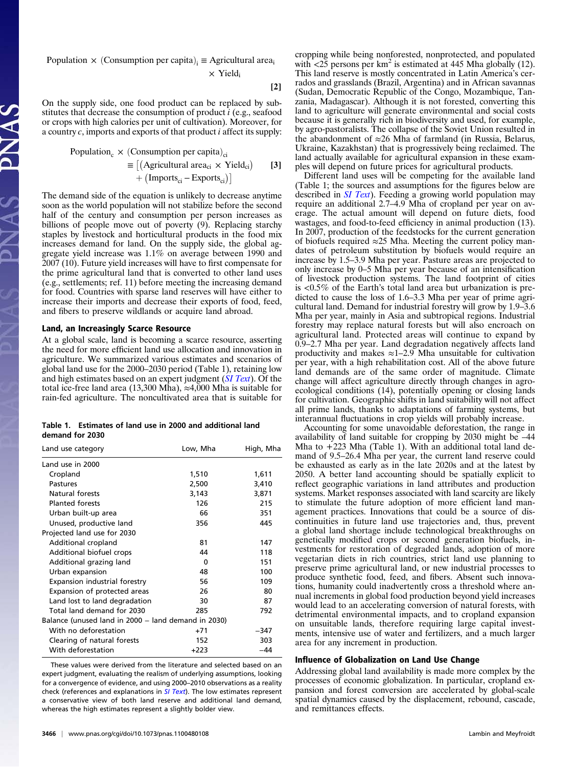$$\text{Population} \times (\text{Consumption per capita})_i \equiv \text{Agricultural area}_i \times \text{Yield}_i \quad [2]$$

On the supply side, one food product can be replaced by substitutes that decrease the consumption of product $i$ (e.g., seafood or crops with high calories per unit of cultivation). Moreover, for a country $c$, imports and exports of that product $i$ affect its supply:

$$\text{Population}_c \times (\text{Consumption per capita})_{ci} \equiv \left[(\text{Agricultural area}_{ci} \times \text{Yield}_{ci}) + (\text{Imports}_{ci} - \text{Exports}_{ci})\right] \quad [3]$$

The demand side of the equation is unlikely to decrease anytime soon as the world population will not stabilize before the second half of the century and consumption per person increases as billions of people move out of poverty (9). Replacing starchy staples by livestock and horticultural products in the food mix increases demand for land. On the supply side, the global aggregate yield increase was 1.1% on average between 1990 and 2007 (10). Future yield increases will have to first compensate for the prime agricultural land that is converted to other land uses (e.g., settlements; ref. 11) before meeting the increasing demand for food. Countries with sparse land reserves will have either to increase their imports and decrease their exports of food, feed, and fibers to preserve wildlands or acquire land abroad.

## Land, an Increasingly Scarce Resource

At a global scale, land is becoming a scarce resource, asserting the need for more efficient land use allocation and innovation in agriculture. We summarized various estimates and scenarios of global land use for the 2000–2030 period (Table 1), retaining low and high estimates based on an expert judgment (*SI Text*). Of the total ice-free land area (13,300 Mha), ≈4,000 Mha is suitable for rain-fed agriculture. The noncultivated area that is suitable for cropping while being nonforested, nonprotected, and populated with <25 persons per km$^2$ is estimated at 445 Mha globally (12). This land reserve is mostly concentrated in Latin America's cerrados and grasslands (Brazil, Argentina) and in African savannas (Sudan, Democratic Republic of the Congo, Mozambique, Tanzania, Madagascar). Although it is not forested, converting this land to agriculture will generate environmental and social costs because it is generally rich in biodiversity and used, for example, by agro-pastoralists. The collapse of the Soviet Union resulted in the abandonment of ≈26 Mha of farmland (in Russia, Belarus, Ukraine, Kazakhstan) that is progressively being reclaimed. The land actually available for agricultural expansion in these examples will depend on future prices for agricultural products.

**Table 1. Estimates of land use in 2000 and additional land demand for 2030**

| Land use category | Low, Mha | High, Mha |
|---|---|---|
| Land use in 2000 | | |
| Cropland | 1,510 | 1,611 |
| Pastures | 2,500 | 3,410 |
| Natural forests | 3,143 | 3,871 |
| Planted forests | 126 | 215 |
| Urban built-up area | 66 | 351 |
| Unused, productive land | 356 | 445 |
| Projected land use for 2030 | | |
| Additional cropland | 81 | 147 |
| Additional biofuel crops | 44 | 118 |
| Additional grazing land | 0 | 151 |
| Urban expansion | 48 | 100 |
| Expansion industrial forestry | 56 | 109 |
| Expansion of protected areas | 26 | 80 |
| Land lost to land degradation | 30 | 87 |
| Total land demand for 2030 | 285 | 792 |
| Balance (unused land in 2000 – land demand in 2030) | | |
| With no deforestation | +71 | −347 |
| Clearing of natural forests | 152 | 303 |
| With deforestation | +223 | −44 |

These values were derived from the literature and selected based on an expert judgment, evaluating the realism of underlying assumptions, looking for a convergence of evidence, and using 2000–2010 observations as a reality check (references and explanations in *SI Text*). The low estimates represent a conservative view of both land reserve and additional land demand, whereas the high estimates represent a slightly bolder view.

Different land uses will be competing for the available land (Table 1; the sources and assumptions for the figures below are described in *SI Text*). Feeding a growing world population may require an additional 2.7–4.9 Mha of cropland per year on average. The actual amount will depend on future diets, food wastages, and food-to-feed efficiency in animal production (13). In 2007, production of the feedstocks for the current generation of biofuels required ≈25 Mha. Meeting the current policy mandates of petroleum substitution by biofuels would require an increase by 1.5–3.9 Mha per year. Pasture areas are projected to only increase by 0–5 Mha per year because of an intensification of livestock production systems. The land footprint of cities is <0.5% of the Earth's total land area but urbanization is predicted to cause the loss of 1.6–3.3 Mha per year of prime agricultural land. Demand for industrial forestry will grow by 1.9–3.6 Mha per year, mainly in Asia and subtropical regions. Industrial forestry may replace natural forests but will also encroach on agricultural land. Protected areas will continue to expand by 0.9–2.7 Mha per year. Land degradation negatively affects land productivity and makes ≈1–2.9 Mha unsuitable for cultivation per year, with a high rehabilitation cost. All of the above future land demands are of the same order of magnitude. Climate change will affect agriculture directly through changes in agro-ecological conditions (14), potentially opening or closing lands for cultivation. Geographic shifts in land suitability will not affect all prime lands, thanks to adaptations of farming systems, but interannual fluctuations in crop yields will probably increase.

Accounting for some unavoidable deforestation, the range in availability of land suitable for cropping by 2030 might be −44 Mha to +223 Mha (Table 1). With an additional total land demand of 9.5–26.4 Mha per year, the current land reserve could be exhausted as early as in the late 2020s and at the latest by 2050. A better land accounting should be spatially explicit to reflect geographic variations in land attributes and production systems. Market responses associated with land scarcity are likely to stimulate the future adoption of more efficient land management practices. Innovations that could be a source of discontinuities in future land use trajectories and, thus, prevent a global land shortage include technological breakthroughs on genetically modified crops or second generation biofuels, investments for restoration of degraded lands, adoption of more vegetarian diets in rich countries, strict land use planning to preserve prime agricultural land, or new industrial processes to produce synthetic food, feed, and fibers. Absent such innovations, humanity could inadvertently cross a threshold where annual increments in global food production beyond yield increases would lead to an accelerating conversion of natural forests, with detrimental environmental impacts, and to cropland expansion on unsuitable lands, therefore requiring large capital investments, intensive use of water and fertilizers, and a much larger area for any increment in production.

## Influence of Globalization on Land Use Change

Addressing global land availability is made more complex by the processes of economic globalization. In particular, cropland expansion and forest conversion are accelerated by global-scale spatial dynamics caused by the displacement, rebound, cascade, and remittances effects.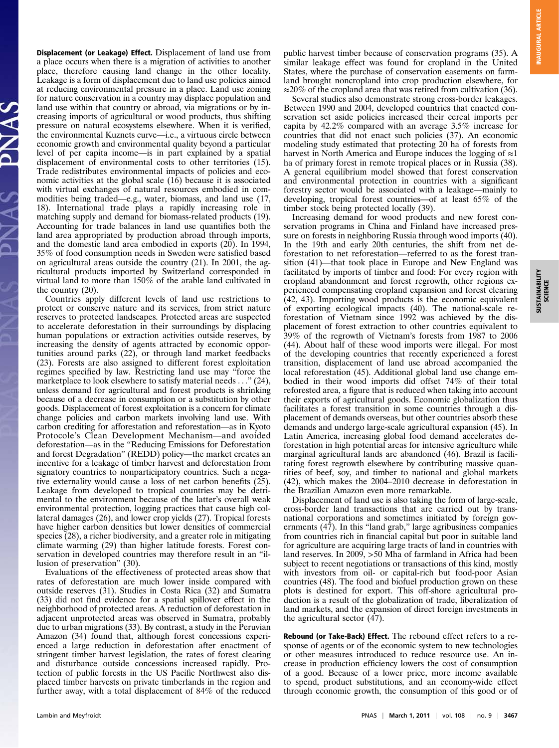**Displacement (or Leakage) Effect.** Displacement of land use from a place occurs when there is a migration of activities to another place, therefore causing land change in the other locality. Leakage is a form of displacement due to land use policies aimed at reducing environmental pressure in a place. Land use zoning for nature conservation in a country may displace population and land use within that country or abroad, via migrations or by increasing imports of agricultural or wood products, thus shifting pressure on natural ecosystems elsewhere. When it is verified, the environmental Kuznets curve—i.e., a virtuous circle between economic growth and environmental quality beyond a particular level of per capita income—is in part explained by a spatial displacement of environmental costs to other territories (15). Trade redistributes environmental impacts of policies and economic activities at the global scale (16) because it is associated with virtual exchanges of natural resources embodied in commodities being traded—e.g., water, biomass, and land use (17, 18). International trade plays a rapidly increasing role in matching supply and demand for biomass-related products (19). Accounting for trade balances in land use quantifies both the land area appropriated by production abroad through imports, and the domestic land area embodied in exports (20). In 1994, 35% of food consumption needs in Sweden were satisfied based on agricultural areas outside the country (21). In 2001, the agricultural products imported by Switzerland corresponded in virtual land to more than 150% of the arable land cultivated in the country (20).

Countries apply different levels of land use restrictions to protect or conserve nature and its services, from strict nature reserves to protected landscapes. Protected areas are suspected to accelerate deforestation in their surroundings by displacing human populations or extraction activities outside reserves, by increasing the density of agents attracted by economic opportunities around parks (22), or through land market feedbacks (23). Forests are also assigned to different forest exploitation regimes specified by law. Restricting land use may "force the marketplace to look elsewhere to satisfy material needs . . ." (24), unless demand for agricultural and forest products is shrinking because of a decrease in consumption or a substitution by other goods. Displacement of forest exploitation is a concern for climate change policies and carbon markets involving land use. With carbon crediting for afforestation and reforestation—as in Kyoto Protocol's Clean Development Mechanism—and avoided deforestation—as in the "Reducing Emissions for Deforestation and forest Degradation" (REDD) policy—the market creates an incentive for a leakage of timber harvest and deforestation from signatory countries to nonparticipatory countries. Such a negative externality would cause a loss of net carbon benefits (25). Leakage from developed to tropical countries may be detrimental to the environment because of the latter's overall weak environmental protection, logging practices that cause high collateral damages (26), and lower crop yields (27). Tropical forests have higher carbon densities but lower densities of commercial species (28), a richer biodiversity, and a greater role in mitigating climate warming (29) than higher latitude forests. Forest conservation in developed countries may therefore result in an "illusion of preservation" (30).

Evaluations of the effectiveness of protected areas show that rates of deforestation are much lower inside compared with outside reserves (31). Studies in Costa Rica (32) and Sumatra (33) did not find evidence for a spatial spillover effect in the neighborhood of protected areas. A reduction of deforestation in adjacent unprotected areas was observed in Sumatra, probably due to urban migrations (33). By contrast, a study in the Peruvian Amazon (34) found that, although forest concessions experienced a large reduction in deforestation after enactment of stringent timber harvest legislation, the rates of forest clearing and disturbance outside concessions increased rapidly. Protection of public forests in the US Pacific Northwest also displaced timber harvests on private timberlands in the region and further away, with a total displacement of 84% of the reduced public harvest timber because of conservation programs (35). A similar leakage effect was found for cropland in the United States, where the purchase of conservation easements on farmland brought noncropland into crop production elsewhere, for ≈20% of the cropland area that was retired from cultivation (36).

Several studies also demonstrate strong cross-border leakages. Between 1990 and 2004, developed countries that enacted conservation set aside policies increased their cereal imports per capita by 42.2% compared with an average 3.5% increase for countries that did not enact such policies (37). An economic modeling study estimated that protecting 20 ha of forests from harvest in North America and Europe induces the logging of ≈1 ha of primary forest in remote tropical places or in Russia (38). A general equilibrium model showed that forest conservation and environmental protection in countries with a significant forestry sector would be associated with a leakage—mainly to developing, tropical forest countries—of at least 65% of the timber stock being protected locally (39).

Increasing demand for wood products and new forest conservation programs in China and Finland have increased pressure on forests in neighboring Russia through wood imports (40). In the 19th and early 20th centuries, the shift from net deforestation to net reforestation—referred to as the forest transition (41)—that took place in Europe and New England was facilitated by imports of timber and food: For every region with cropland abandonment and forest regrowth, other regions experienced compensating cropland expansion and forest clearing (42, 43). Importing wood products is the economic equivalent of exporting ecological impacts (40). The national-scale reforestation of Vietnam since 1992 was achieved by the displacement of forest extraction to other countries equivalent to 39% of the regrowth of Vietnam's forests from 1987 to 2006 (44). About half of these wood imports were illegal. For most of the developing countries that recently experienced a forest transition, displacement of land use abroad accompanied the local reforestation (45). Additional global land use change embodied in their wood imports did offset 74% of their total reforested area, a figure that is reduced when taking into account their exports of agricultural goods. Economic globalization thus facilitates a forest transition in some countries through a displacement of demands overseas, but other countries absorb these demands and undergo large-scale agricultural expansion (45). In Latin America, increasing global food demand accelerates deforestation in high potential areas for intensive agriculture while marginal agricultural lands are abandoned (46). Brazil is facilitating forest regrowth elsewhere by contributing massive quantities of beef, soy, and timber to national and global markets (42), which makes the 2004–2010 decrease in deforestation in the Brazilian Amazon even more remarkable.

Displacement of land use is also taking the form of large-scale, cross-border land transactions that are carried out by transnational corporations and sometimes initiated by foreign governments (47). In this "land grab," large agribusiness companies from countries rich in financial capital but poor in suitable land for agriculture are acquiring large tracts of land in countries with land reserves. In 2009, >50 Mha of farmland in Africa had been subject to recent negotiations or transactions of this kind, mostly with investors from oil- or capital-rich but food-poor Asian countries (48). The food and biofuel production grown on these plots is destined for export. This off-shore agricultural production is a result of the globalization of trade, liberalization of land markets, and the expansion of direct foreign investments in the agricultural sector (47).

**Rebound (or Take-Back) Effect.** The rebound effect refers to a response of agents or of the economic system to new technologies or other measures introduced to reduce resource use. An increase in production efficiency lowers the cost of consumption of a good. Because of a lower price, more income available to spend, product substitutions, and an economy-wide effect through economic growth, the consumption of this good or of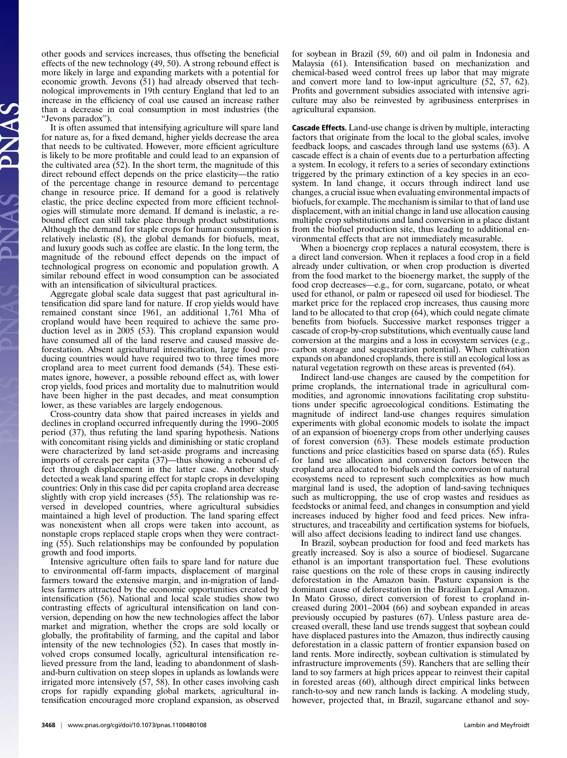other goods and services increases, thus offseting the beneficial effects of the new technology (49, 50). A strong rebound effect is more likely in large and expanding markets with a potential for economic growth. Jevons (51) had already observed that technological improvements in 19th century England that led to an increase in the efficiency of coal use caused an increase rather than a decrease in coal consumption in most industries (the "Jevons paradox").

It is often assumed that intensifying agriculture will spare land for nature as, for a fixed demand, higher yields decrease the area that needs to be cultivated. However, more efficient agriculture is likely to be more profitable and could lead to an expansion of the cultivated area (52). In the short term, the magnitude of this direct rebound effect depends on the price elasticity—the ratio of the percentage change in resource demand to percentage change in resource price. If demand for a good is relatively elastic, the price decline expected from more efficient technologies will stimulate more demand. If demand is inelastic, a rebound effect can still take place through product substitutions. Although the demand for staple crops for human consumption is relatively inelastic (8), the global demands for biofuels, meat, and luxury goods such as coffee are elastic. In the long term, the magnitude of the rebound effect depends on the impact of technological progress on economic and population growth. A similar rebound effect in wood consumption can be associated with an intensification of silvicultural practices.

Aggregate global scale data suggest that past agricultural intensification did spare land for nature. If crop yields would have remained constant since 1961, an additional 1,761 Mha of cropland would have been required to achieve the same production level as in 2005 (53). This cropland expansion would have consumed all of the land reserve and caused massive deforestation. Absent agricultural intensification, large food producing countries would have required two to three times more cropland area to meet current food demands (54). These estimates ignore, however, a possible rebound effect as, with lower crop yields, food prices and mortality due to malnutrition would have been higher in the past decades, and meat consumption lower, as these variables are largely endogenous.

Cross-country data show that paired increases in yields and declines in cropland occurred infrequently during the 1990–2005 period (37), thus refuting the land sparing hypothesis. Nations with concomitant rising yields and diminishing or static cropland were characterized by land set-aside programs and increasing imports of cereals per capita (37)—thus showing a rebound effect through displacement in the latter case. Another study detected a weak land sparing effect for staple crops in developing countries: Only in this case did per capita cropland area decrease slightly with crop yield increases (55). The relationship was reversed in developed countries, where agricultural subsidies maintained a high level of production. The land sparing effect was nonexistent when all crops were taken into account, as nonstaple crops replaced staple crops when they were contracting (55). Such relationships may be confounded by population growth and food imports.

Intensive agriculture often fails to spare land for nature due to environmental off-farm impacts, displacement of marginal farmers toward the extensive margin, and in-migration of landless farmers attracted by the economic opportunities created by intensification (56). National and local scale studies show two contrasting effects of agricultural intensification on land conversion, depending on how the new technologies affect the labor market and migration, whether the crops are sold locally or globally, the profitability of farming, and the capital and labor intensity of the new technologies (52). In cases that mostly involved crops consumed locally, agricultural intensification relieved pressure from the land, leading to abandonment of slash-and-burn cultivation on steep slopes in uplands as lowlands were irrigated more intensively (57, 58). In other cases involving cash crops for rapidly expanding global markets, agricultural intensification encouraged more cropland expansion, as observed for soybean in Brazil (59, 60) and oil palm in Indonesia and Malaysia (61). Intensification based on mechanization and chemical-based weed control frees up labor that may migrate and convert more land to low-input agriculture (52, 57, 62). Profits and government subsidies associated with intensive agriculture may also be reinvested by agribusiness enterprises in agricultural expansion.

**Cascade Effects.** Land-use change is driven by multiple, interacting factors that originate from the local to the global scales, involve feedback loops, and cascades through land use systems (63). A cascade effect is a chain of events due to a perturbation affecting a system. In ecology, it refers to a series of secondary extinctions triggered by the primary extinction of a key species in an ecosystem. In land change, it occurs through indirect land use changes, a crucial issue when evaluating environmental impacts of biofuels, for example. The mechanism is similar to that of land use displacement, with an initial change in land use allocation causing multiple crop substitutions and land conversion in a place distant from the biofuel production site, thus leading to additional environmental effects that are not immediately measurable.

When a bioenergy crop replaces a natural ecosystem, there is a direct land conversion. When it replaces a food crop in a field already under cultivation, or when crop production is diverted from the food market to the bioenergy market, the supply of the food crop decreases—e.g., for corn, sugarcane, potato, or wheat used for ethanol, or palm or rapeseed oil used for biodiesel. The market price for the replaced crop increases, thus causing more land to be allocated to that crop (64), which could negate climate benefits from biofuels. Successive market responses trigger a cascade of crop-by-crop substitutions, which eventually cause land conversion at the margins and a loss in ecosystem services (e.g., carbon storage and sequestration potential). When cultivation expands on abandoned croplands, there is still an ecological loss as natural vegetation regrowth on these areas is prevented (64).

Indirect land-use changes are caused by the competition for prime croplands, the international trade in agricultural commodities, and agronomic innovations facilitating crop substitutions under specific agroecological conditions. Estimating the magnitude of indirect land-use changes requires simulation experiments with global economic models to isolate the impact of an expansion of bioenergy crops from other underlying causes of forest conversion (63). These models estimate production functions and price elasticities based on sparse data (65). Rules for land use allocation and conversion factors between the cropland area allocated to biofuels and the conversion of natural ecosystems need to represent such complexities as how much marginal land is used, the adoption of land-saving techniques such as multicropping, the use of crop wastes and residues as feedstocks or animal feed, and changes in consumption and yield increases induced by higher food and feed prices. New infrastructures, and traceability and certification systems for biofuels, will also affect decisions leading to indirect land use changes.

In Brazil, soybean production for food and feed markets has greatly increased. Soy is also a source of biodiesel. Sugarcane ethanol is an important transportation fuel. These evolutions raise questions on the role of these crops in causing indirectly deforestation in the Amazon basin. Pasture expansion is the dominant cause of deforestation in the Brazilian Legal Amazon. In Mato Grosso, direct conversion of forest to cropland increased during 2001–2004 (66) and soybean expanded in areas previously occupied by pastures (67). Unless pasture area decreased overall, these land use trends suggest that soybean could have displaced pastures into the Amazon, thus indirectly causing deforestation in a classic pattern of frontier expansion based on land rents. More indirectly, soybean cultivation is stimulated by infrastructure improvements (59). Ranchers that are selling their land to soy farmers at high prices appear to reinvest their capital in forested areas (60), although direct empirical links between ranch-to-soy and new ranch lands is lacking. A modeling study, however, projected that, in Brazil, sugarcane ethanol and soy-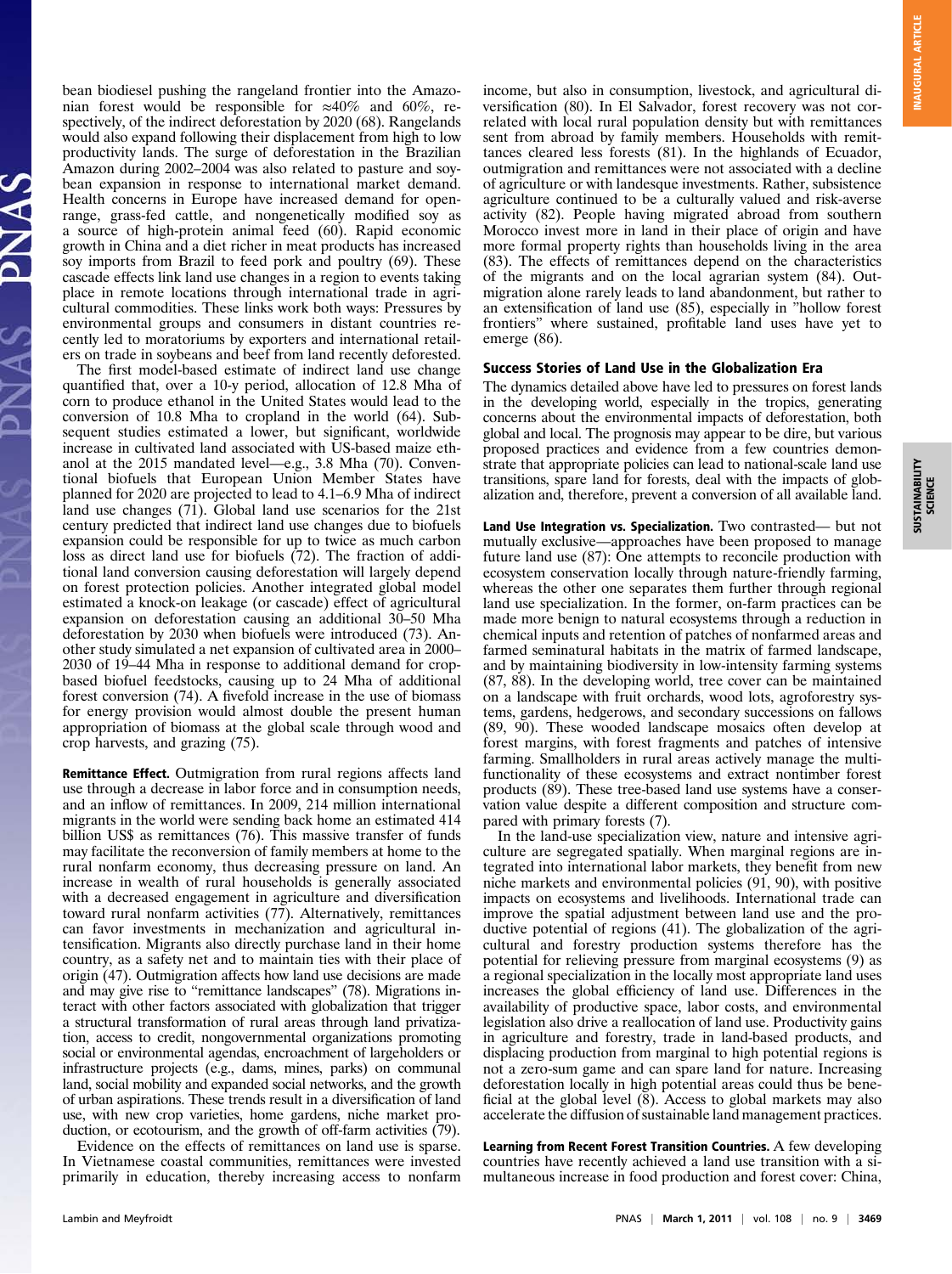bean biodiesel pushing the rangeland frontier into the Amazonian forest would be responsible for ≈40% and 60%, respectively, of the indirect deforestation by 2020 (68). Rangelands would also expand following their displacement from high to low productivity lands. The surge of deforestation in the Brazilian Amazon during 2002–2004 was also related to pasture and soybean expansion in response to international market demand. Health concerns in Europe have increased demand for open-range, grass-fed cattle, and nongenetically modified soy as a source of high-protein animal feed (60). Rapid economic growth in China and a diet richer in meat products has increased soy imports from Brazil to feed pork and poultry (69). These cascade effects link land use changes in a region to events taking place in remote locations through international trade in agricultural commodities. These links work both ways: Pressures by environmental groups and consumers in distant countries recently led to moratoriums by exporters and international retailers on trade in soybeans and beef from land recently deforested.

The first model-based estimate of indirect land use change quantified that, over a 10-y period, allocation of 12.8 Mha of corn to produce ethanol in the United States would lead to the conversion of 10.8 Mha to cropland in the world (64). Subsequent studies estimated a lower, but significant, worldwide increase in cultivated land associated with US-based maize ethanol at the 2015 mandated level—e.g., 3.8 Mha (70). Conventional biofuels that European Union Member States have planned for 2020 are projected to lead to 4.1–6.9 Mha of indirect land use changes (71). Global land use scenarios for the 21st century predicted that indirect land use changes due to biofuels expansion could be responsible for up to twice as much carbon loss as direct land use for biofuels (72). The fraction of additional land conversion causing deforestation will largely depend on forest protection policies. Another integrated global model estimated a knock-on leakage (or cascade) effect of agricultural expansion on deforestation causing an additional 30–50 Mha deforestation by 2030 when biofuels were introduced (73). Another study simulated a net expansion of cultivated area in 2000–2030 of 19–44 Mha in response to additional demand for crop-based biofuel feedstocks, causing up to 24 Mha of additional forest conversion (74). A fivefold increase in the use of biomass for energy provision would almost double the present human appropriation of biomass at the global scale through wood and crop harvests, and grazing (75).

**Remittance Effect.** Outmigration from rural regions affects land use through a decrease in labor force and in consumption needs, and an inflow of remittances. In 2009, 214 million international migrants in the world were sending back home an estimated 414 billion US$ as remittances (76). This massive transfer of funds may facilitate the reconversion of family members at home to the rural nonfarm economy, thus decreasing pressure on land. An increase in wealth of rural households is generally associated with a decreased engagement in agriculture and diversification toward rural nonfarm activities (77). Alternatively, remittances can favor investments in mechanization and agricultural intensification. Migrants also directly purchase land in their home country, as a safety net and to maintain ties with their place of origin (47). Outmigration affects how land use decisions are made and may give rise to "remittance landscapes" (78). Migrations interact with other factors associated with globalization that trigger a structural transformation of rural areas through land privatization, access to credit, nongovernmental organizations promoting social or environmental agendas, encroachment of largeholders or infrastructure projects (e.g., dams, mines, parks) on communal land, social mobility and expanded social networks, and the growth of urban aspirations. These trends result in a diversification of land use, with new crop varieties, home gardens, niche market production, or ecotourism, and the growth of off-farm activities (79).

Evidence on the effects of remittances on land use is sparse. In Vietnamese coastal communities, remittances were invested primarily in education, thereby increasing access to nonfarm income, but also in consumption, livestock, and agricultural diversification (80). In El Salvador, forest recovery was not correlated with local rural population density but with remittances sent from abroad by family members. Households with remittances cleared less forests (81). In the highlands of Ecuador, outmigration and remittances were not associated with a decline of agriculture or with landesque investments. Rather, subsistence agriculture continued to be a culturally valued and risk-averse activity (82). People having migrated abroad from southern Morocco invest more in land in their place of origin and have more formal property rights than households living in the area (83). The effects of remittances depend on the characteristics of the migrants and on the local agrarian system (84). Outmigration alone rarely leads to land abandonment, but rather to an extensification of land use (85), especially in "hollow forest frontiers" where sustained, profitable land uses have yet to emerge (86).

## Success Stories of Land Use in the Globalization Era

The dynamics detailed above have led to pressures on forest lands in the developing world, especially in the tropics, generating concerns about the environmental impacts of deforestation, both global and local. The prognosis may appear to be dire, but various proposed practices and evidence from a few countries demonstrate that appropriate policies can lead to national-scale land use transitions, spare land for forests, deal with the impacts of globalization and, therefore, prevent a conversion of all available land.

**Land Use Integration vs. Specialization.** Two contrasted— but not mutually exclusive—approaches have been proposed to manage future land use (87): One attempts to reconcile production with ecosystem conservation locally through nature-friendly farming, whereas the other one separates them further through regional land use specialization. In the former, on-farm practices can be made more benign to natural ecosystems through a reduction in chemical inputs and retention of patches of nonfarmed areas and farmed seminatural habitats in the matrix of farmed landscape, and by maintaining biodiversity in low-intensity farming systems (87, 88). In the developing world, tree cover can be maintained on a landscape with fruit orchards, wood lots, agroforestry systems, gardens, hedgerows, and secondary successions on fallows (89, 90). These wooded landscape mosaics often develop at forest margins, with forest fragments and patches of intensive farming. Smallholders in rural areas actively manage the multifunctionality of these ecosystems and extract nontimber forest products (89). These tree-based land use systems have a conservation value despite a different composition and structure compared with primary forests (7).

In the land-use specialization view, nature and intensive agriculture are segregated spatially. When marginal regions are integrated into international labor markets, they benefit from new niche markets and environmental policies (91, 90), with positive impacts on ecosystems and livelihoods. International trade can improve the spatial adjustment between land use and the productive potential of regions (41). The globalization of the agricultural and forestry production systems therefore has the potential for relieving pressure from marginal ecosystems (9) as a regional specialization in the locally most appropriate land uses increases the global efficiency of land use. Differences in the availability of productive space, labor costs, and environmental legislation also drive a reallocation of land use. Productivity gains in agriculture and forestry, trade in land-based products, and displacing production from marginal to high potential regions is not a zero-sum game and can spare land for nature. Increasing deforestation locally in high potential areas could thus be beneficial at the global level (8). Access to global markets may also accelerate the diffusion of sustainable land management practices.

**Learning from Recent Forest Transition Countries.** A few developing countries have recently achieved a land use transition with a simultaneous increase in food production and forest cover: China,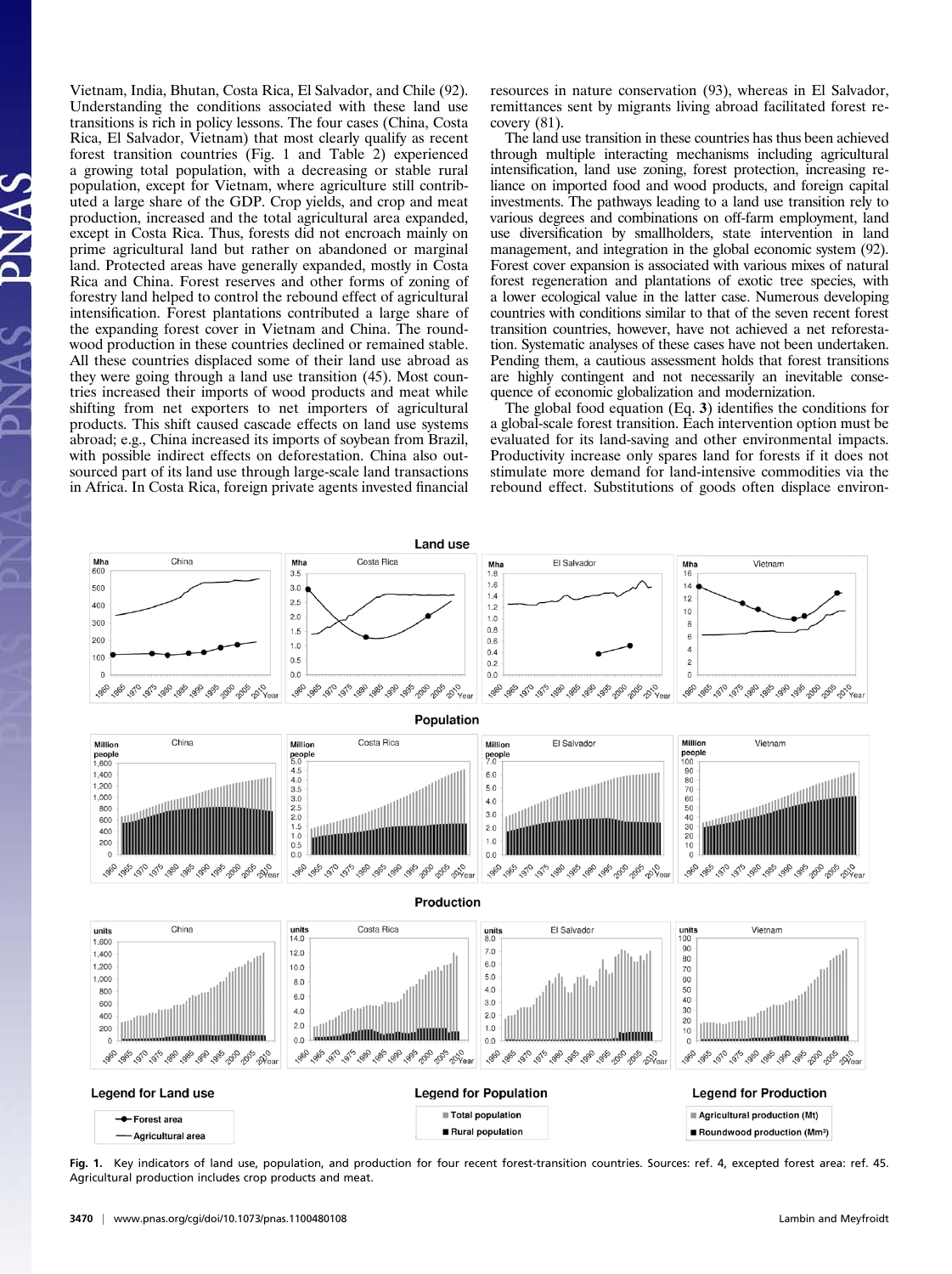Vietnam, India, Bhutan, Costa Rica, El Salvador, and Chile (92). Understanding the conditions associated with these land use transitions is rich in policy lessons. The four cases (China, Costa Rica, El Salvador, Vietnam) that most clearly qualify as recent forest transition countries (Fig. 1 and Table 2) experienced a growing total population, with a decreasing or stable rural population, except for Vietnam, where agriculture still contributed a large share of the GDP. Crop yields, and crop and meat production, increased and the total agricultural area expanded, except in Costa Rica. Thus, forests did not encroach mainly on prime agricultural land but rather on abandoned or marginal land. Protected areas have generally expanded, mostly in Costa Rica and China. Forest reserves and other forms of zoning of forestry land helped to control the rebound effect of agricultural intensification. Forest plantations contributed a large share of the expanding forest cover in Vietnam and China. The roundwood production in these countries declined or remained stable. All these countries displaced some of their land use abroad as they were going through a land use transition (45). Most countries increased their imports of wood products and meat while shifting from net exporters to net importers of agricultural products. This shift caused cascade effects on land use systems abroad; e.g., China increased its imports of soybean from Brazil, with possible indirect effects on deforestation. China also outsourced part of its land use through large-scale land transactions in Africa. In Costa Rica, foreign private agents invested financial resources in nature conservation (93), whereas in El Salvador, remittances sent by migrants living abroad facilitated forest recovery (81).

The land use transition in these countries has thus been achieved through multiple interacting mechanisms including agricultural intensification, land use zoning, forest protection, increasing reliance on imported food and wood products, and foreign capital investments. The pathways leading to a land use transition rely to various degrees and combinations on off-farm employment, land use diversification by smallholders, state intervention in land management, and integration in the global economic system (92). Forest cover expansion is associated with various mixes of natural forest regeneration and plantations of exotic tree species, with a lower ecological value in the latter case. Numerous developing countries with conditions similar to that of the seven recent forest transition countries, however, have not achieved a net reforestation. Systematic analyses of these cases have not been undertaken. Pending them, a cautious assessment holds that forest transitions are highly contingent and not necessarily an inevitable consequence of economic globalization and modernization.

The global food equation (Eq. **3**) identifies the conditions for a global-scale forest transition. Each intervention option must be evaluated for its land-saving and other environmental impacts. Productivity increase only spares land for forests if it does not stimulate more demand for land-intensive commodities via the rebound effect. Substitutions of goods often displace environ-

Land use

China, Costa Rica, El Salvador, Vietnam

Mha

Year

Population

China, Costa Rica, El Salvador, Vietnam

Million people

Year

Production

China, Costa Rica, El Salvador, Vietnam

units

Year

Legend for Land use: Forest area; Agricultural area

Legend for Population: Total population; Rural population

Legend for Production: Agricultural production (Mt); Roundwood production (Mm³)

**Fig. 1.** Key indicators of land use, population, and production for four recent forest-transition countries. Sources: ref. 4, excepted forest area: ref. 45. Agricultural production includes crop products and meat.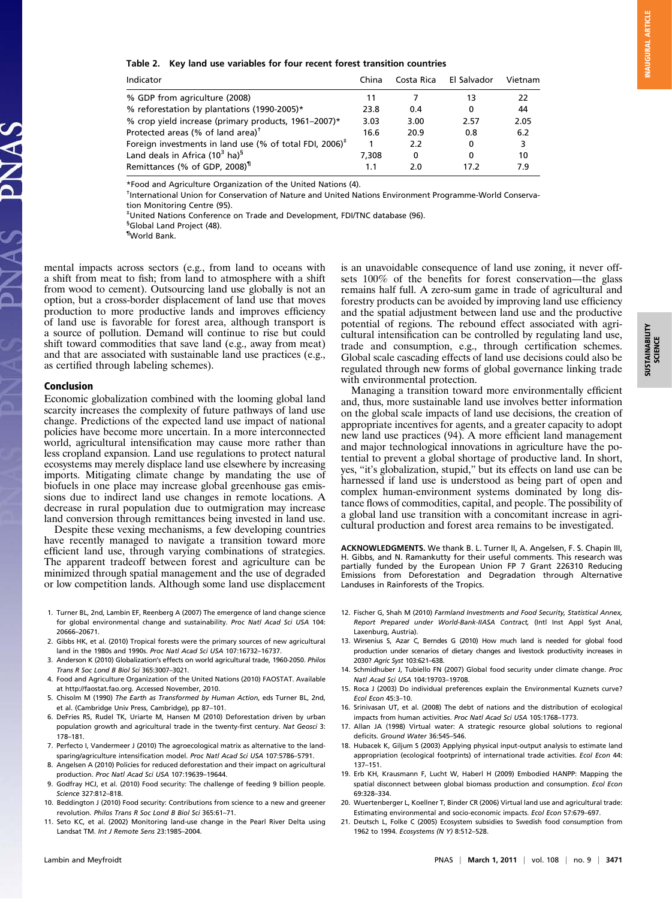**Table 2. Key land use variables for four recent forest transition countries**

| Indicator | China | Costa Rica | El Salvador | Vietnam |
|---|---|---|---|---|
| % GDP from agriculture (2008) | 11 | 7 | 13 | 22 |
| % reforestation by plantations (1990-2005)* | 23.8 | 0.4 | 0 | 44 |
| % crop yield increase (primary products, 1961–2007)* | 3.03 | 3.00 | 2.57 | 2.05 |
| Protected areas (% of land area)† | 16.6 | 20.9 | 0.8 | 6.2 |
| Foreign investments in land use (% of total FDI, 2006)‡ | 1 | 2.2 | 0 | 3 |
| Land deals in Africa ($10^3$ ha)§ | 7,308 | 0 | 0 | 10 |
| Remittances (% of GDP, 2008)¶ | 1.1 | 2.0 | 17.2 | 7.9 |

*Food and Agriculture Organization of the United Nations (4).
†International Union for Conservation of Nature and United Nations Environment Programme-World Conservation Monitoring Centre (95).
‡United Nations Conference on Trade and Development, FDI/TNC database (96).
§Global Land Project (48).
¶World Bank.

mental impacts across sectors (e.g., from land to oceans with a shift from meat to fish; from land to atmosphere with a shift from wood to cement). Outsourcing land use globally is not an option, but a cross-border displacement of land use that moves production to more productive lands and improves efficiency of land use is favorable for forest area, although transport is a source of pollution. Demand will continue to rise but could shift toward commodities that save land (e.g., away from meat) and that are associated with sustainable land use practices (e.g., as certified through labeling schemes).

## Conclusion

Economic globalization combined with the looming global land scarcity increases the complexity of future pathways of land use change. Predictions of the expected land use impact of national policies have become more uncertain. In a more interconnected world, agricultural intensification may cause more rather than less cropland expansion. Land use regulations to protect natural ecosystems may merely displace land use elsewhere by increasing imports. Mitigating climate change by mandating the use of biofuels in one place may increase global greenhouse gas emissions due to indirect land use changes in remote locations. A decrease in rural population due to outmigration may increase land conversion through remittances being invested in land use.

Despite these vexing mechanisms, a few developing countries have recently managed to navigate a transition toward more efficient land use, through varying combinations of strategies. The apparent tradeoff between forest and agriculture can be minimized through spatial management and the use of degraded or low competition lands. Although some land use displacement is an unavoidable consequence of land use zoning, it never offsets 100% of the benefits for forest conservation—the glass remains half full. A zero-sum game in trade of agricultural and forestry products can be avoided by improving land use efficiency and the spatial adjustment between land use and the productive potential of regions. The rebound effect associated with agricultural intensification can be controlled by regulating land use, trade and consumption, e.g., through certification schemes. Global scale cascading effects of land use decisions could also be regulated through new forms of global governance linking trade with environmental protection.

Managing a transition toward more environmentally efficient and, thus, more sustainable land use involves better information on the global scale impacts of land use decisions, the creation of appropriate incentives for agents, and a greater capacity to adopt new land use practices (94). A more efficient land management and major technological innovations in agriculture have the potential to prevent a global shortage of productive land. In short, yes, "it's globalization, stupid," but its effects on land use can be harnessed if land use is understood as being part of open and complex human-environment systems dominated by long distance flows of commodities, capital, and people. The possibility of a global land use transition with a concomitant increase in agricultural production and forest area remains to be investigated.

**ACKNOWLEDGMENTS.** We thank B. L. Turner II, A. Angelsen, F. S. Chapin III, H. Gibbs, and N. Ramankutty for their useful comments. This research was partially funded by the European Union FP 7 Grant 226310 Reducing Emissions from Deforestation and Degradation through Alternative Landuses in Rainforests of the Tropics.

1. Turner BL, 2nd, Lambin EF, Reenberg A (2007) The emergence of land change science for global environmental change and sustainability. *Proc Natl Acad Sci USA* 104: 20666–20671.
2. Gibbs HK, et al. (2010) Tropical forests were the primary sources of new agricultural land in the 1980s and 1990s. *Proc Natl Acad Sci USA* 107:16732–16737.
3. Anderson K (2010) Globalization's effects on world agricultural trade, 1960-2050. *Philos Trans R Soc Lond B Biol Sci* 365:3007–3021.
4. Food and Agriculture Organization of the United Nations (2010) FAOSTAT. Available at http://faostat.fao.org. Accessed November, 2010.
5. Chisolm M (1990) *The Earth as Transformed by Human Action*, eds Turner BL, 2nd, et al. (Cambridge Univ Press, Cambridge), pp 87–101.
6. DeFries RS, Rudel TK, Uriarte M, Hansen M (2010) Deforestation driven by urban population growth and agricultural trade in the twenty-first century. *Nat Geosci* 3: 178–181.
7. Perfecto I, Vandermeer J (2010) The agroecological matrix as alternative to the land-sparing/agriculture intensification model. *Proc Natl Acad Sci USA* 107:5786–5791.
8. Angelsen A (2010) Policies for reduced deforestation and their impact on agricultural production. *Proc Natl Acad Sci USA* 107:19639–19644.
9. Godfray HCJ, et al. (2010) Food security: The challenge of feeding 9 billion people. *Science* 327:812–818.
10. Beddington J (2010) Food security: Contributions from science to a new and greener revolution. *Philos Trans R Soc Lond B Biol Sci* 365:61–71.
11. Seto KC, et al. (2002) Monitoring land-use change in the Pearl River Delta using Landsat TM. *Int J Remote Sens* 23:1985–2004.
12. Fischer G, Shah M (2010) *Farmland Investments and Food Security, Statistical Annex, Report Prepared under World-Bank-IIASA Contract,* (Intl Inst Appl Syst Anal, Laxenburg, Austria).
13. Wirsenius S, Azar C, Berndes G (2010) How much land is needed for global food production under scenarios of dietary changes and livestock productivity increases in 2030? *Agric Syst* 103:621–638.
14. Schmidhuber J, Tubiello FN (2007) Global food security under climate change. *Proc Natl Acad Sci USA* 104:19703–19708.
15. Roca J (2003) Do individual preferences explain the Environmental Kuznets curve? *Ecol Econ* 45:3–10.
16. Srinivasan UT, et al. (2008) The debt of nations and the distribution of ecological impacts from human activities. *Proc Natl Acad Sci USA* 105:1768–1773.
17. Allan JA (1998) Virtual water: A strategic resource global solutions to regional deficits. *Ground Water* 36:545–546.
18. Hubacek K, Giljum S (2003) Applying physical input-output analysis to estimate land appropriation (ecological footprints) of international trade activities. *Ecol Econ* 44: 137–151.
19. Erb KH, Krausmann F, Lucht W, Haberl H (2009) Embodied HANPP: Mapping the spatial disconnect between global biomass production and consumption. *Ecol Econ* 69:328–334.
20. Wuertenberger L, Koellner T, Binder CR (2006) Virtual land use and agricultural trade: Estimating environmental and socio-economic impacts. *Ecol Econ* 57:679–697.
21. Deutsch L, Folke C (2005) Ecosystem subsidies to Swedish food consumption from 1962 to 1994. *Ecosystems (N Y)* 8:512–528.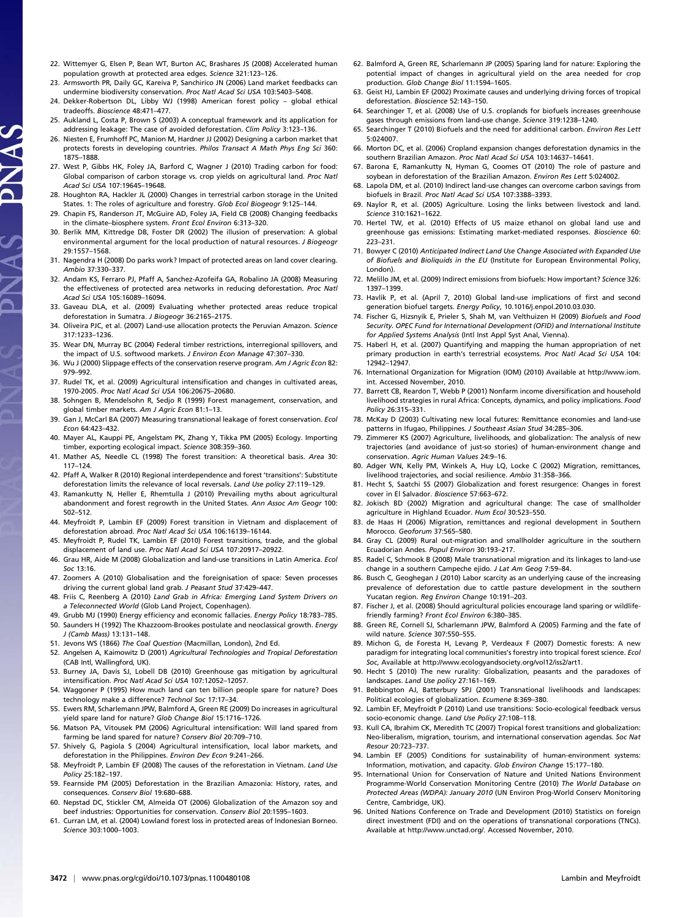22. Wittemyer G, Elsen P, Bean WT, Burton AC, Brashares JS (2008) Accelerated human population growth at protected area edges. *Science* 321:123–126.
23. Armsworth PR, Daily GC, Kareiva P, Sanchirico JN (2006) Land market feedbacks can undermine biodiversity conservation. *Proc Natl Acad Sci USA* 103:5403–5408.
24. Dekker-Robertson DL, Libby WJ (1998) American forest policy – global ethical tradeoffs. *Bioscience* 48:471–477.
25. Aukland L, Costa P, Brown S (2003) A conceptual framework and its application for addressing leakage: The case of avoided deforestation. *Clim Policy* 3:123–136.
26. Niesten E, Frumhoff PC, Manion M, Hardner JJ (2002) Designing a carbon market that protects forests in developing countries. *Philos Transact A Math Phys Eng Sci* 360: 1875–1888.
27. West P, Gibbs HK, Foley JA, Barford C, Wagner J (2010) Trading carbon for food: Global comparison of carbon storage vs. crop yields on agricultural land. *Proc Natl Acad Sci USA* 107:19645–19648.
28. Houghton RA, Hackler JL (2000) Changes in terrestrial carbon storage in the United States. 1: The roles of agriculture and forestry. *Glob Ecol Biogeogr* 9:125–144.
29. Chapin FS, Randerson JT, McGuire AD, Foley JA, Field CB (2008) Changing feedbacks in the climate–biosphere system. *Front Ecol Environ* 6:313–320.
30. Berlik MM, Kittredge DB, Foster DR (2002) The illusion of preservation: A global environmental argument for the local production of natural resources. *J Biogeogr* 29:1557–1568.
31. Nagendra H (2008) Do parks work? Impact of protected areas on land cover clearing. *Ambio* 37:330–337.
32. Andam KS, Ferraro PJ, Pfaff A, Sanchez-Azofeifa GA, Robalino JA (2008) Measuring the effectiveness of protected area networks in reducing deforestation. *Proc Natl Acad Sci USA* 105:16089–16094.
33. Gaveau DLA, et al. (2009) Evaluating whether protected areas reduce tropical deforestation in Sumatra. *J Biogeogr* 36:2165–2175.
34. Oliveira PJC, et al. (2007) Land-use allocation protects the Peruvian Amazon. *Science* 317:1233–1236.
35. Wear DN, Murray BC (2004) Federal timber restrictions, interregional spillovers, and the impact of U.S. softwood markets. *J Environ Econ Manage* 47:307–330.
36. Wu J (2000) Slippage effects of the conservation reserve program. *Am J Agric Econ* 82: 979–992.
37. Rudel TK, et al. (2009) Agricultural intensification and changes in cultivated areas, 1970-2005. *Proc Natl Acad Sci USA* 106:20675–20680.
38. Sohngen B, Mendelsohn R, Sedjo R (1999) Forest management, conservation, and global timber markets. *Am J Agric Econ* 81:1–13.
39. Gan J, McCarl BA (2007) Measuring transnational leakage of forest conservation. *Ecol Econ* 64:423–432.
40. Mayer AL, Kauppi PE, Angelstam PK, Zhang Y, Tikka PM (2005) Ecology. Importing timber, exporting ecological impact. *Science* 308:359–360.
41. Mather AS, Needle CL (1998) The forest transition: A theoretical basis. *Area* 30: 117–124.
42. Pfaff A, Walker R (2010) Regional interdependence and forest 'transitions': Substitute deforestation limits the relevance of local reversals. *Land Use policy* 27:119–129.
43. Ramankutty N, Heller E, Rhemtulla J (2010) Prevailing myths about agricultural abandonment and forest regrowth in the United States. *Ann Assoc Am Geogr* 100: 502–512.
44. Meyfroidt P, Lambin EF (2009) Forest transition in Vietnam and displacement of deforestation abroad. *Proc Natl Acad Sci USA* 106:16139–16144.
45. Meyfroidt P, Rudel TK, Lambin EF (2010) Forest transitions, trade, and the global displacement of land use. *Proc Natl Acad Sci USA* 107:20917–20922.
46. Grau HR, Aide M (2008) Globalization and land-use transitions in Latin America. *Ecol Soc* 13:16.
47. Zoomers A (2010) Globalisation and the foreignisation of space: Seven processes driving the current global land grab. *J Peasant Stud* 37:429–447.
48. Friis C, Reenberg A (2010) *Land Grab in Africa: Emerging Land System Drivers on a Teleconnected World* (Glob Land Project, Copenhagen).
49. Grubb MJ (1990) Energy efficiency and economic fallacies. *Energy Policy* 18:783–785.
50. Saunders H (1992) The Khazzoom-Brookes postulate and neoclassical growth. *Energy J (Camb Mass)* 13:131–148.
51. Jevons WS (1866) *The Coal Question* (Macmillan, London), 2nd Ed.
52. Angelsen A, Kaimowitz D (2001) *Agricultural Technologies and Tropical Deforestation* (CAB Intl, Wallingford, UK).
53. Burney JA, Davis SJ, Lobell DB (2010) Greenhouse gas mitigation by agricultural intensification. *Proc Natl Acad Sci USA* 107:12052–12057.
54. Waggoner P (1995) How much land can ten billion people spare for nature? Does technology make a difference? *Technol Soc* 17:17–34.
55. Ewers RM, Scharlemann JPW, Balmford A, Green RE (2009) Do increases in agricultural yield spare land for nature? *Glob Change Biol* 15:1716–1726.
56. Matson PA, Vitousek PM (2006) Agricultural intensification: Will land spared from farming be land spared for nature? *Conserv Biol* 20:709–710.
57. Shively G, Pagiola S (2004) Agricultural intensification, local labor markets, and deforestation in the Philippines. *Environ Dev Econ* 9:241–266.
58. Meyfroidt P, Lambin EF (2008) The causes of the reforestation in Vietnam. *Land Use Policy* 25:182–197.
59. Fearnside PM (2005) Deforestation in the Brazilian Amazonia: History, rates, and consequences. *Conserv Biol* 19:680–688.
60. Nepstad DC, Stickler CM, Almeida OT (2006) Globalization of the Amazon soy and beef industries: Opportunities for conservation. *Conserv Biol* 20:1595–1603.
61. Curran LM, et al. (2004) Lowland forest loss in protected areas of Indonesian Borneo. *Science* 303:1000–1003.
62. Balmford A, Green RE, Scharlemann JP (2005) Sparing land for nature: Exploring the potential impact of changes in agricultural yield on the area needed for crop production. *Glob Change Biol* 11:1594–1605.
63. Geist HJ, Lambin EF (2002) Proximate causes and underlying driving forces of tropical deforestation. *Bioscience* 52:143–150.
64. Searchinger T, et al. (2008) Use of U.S. croplands for biofuels increases greenhouse gases through emissions from land-use change. *Science* 319:1238–1240.
65. Searchinger T (2010) Biofuels and the need for additional carbon. *Environ Res Lett* 5:024007.
66. Morton DC, et al. (2006) Cropland expansion changes deforestation dynamics in the southern Brazilian Amazon. *Proc Natl Acad Sci USA* 103:14637–14641.
67. Barona E, Ramankutty N, Hyman G, Coomes OT (2010) The role of pasture and soybean in deforestation of the Brazilian Amazon. *Environ Res Lett* 5:024002.
68. Lapola DM, et al. (2010) Indirect land-use changes can overcome carbon savings from biofuels in Brazil. *Proc Natl Acad Sci USA* 107:3388–3393.
69. Naylor R, et al. (2005) Agriculture. Losing the links between livestock and land. *Science* 310:1621–1622.
70. Hertel TW, et al. (2010) Effects of US maize ethanol on global land use and greenhouse gas emissions: Estimating market-mediated responses. *Bioscience* 60: 223–231.
71. Bowyer C (2010) *Anticipated Indirect Land Use Change Associated with Expanded Use of Biofuels and Bioliquids in the EU* (Institute for European Environmental Policy, London).
72. Melillo JM, et al. (2009) Indirect emissions from biofuels: How important? *Science* 326: 1397–1399.
73. Havlik P, et al. (April 7, 2010) Global land-use implications of first and second generation biofuel targets. *Energy Policy*, 10.1016/j.enpol.2010.03.030.
74. Fischer G, Hizsnyik E, Prieler S, Shah M, van Velthuizen H (2009) *Biofuels and Food Security. OPEC Fund for International Development (OFID) and International Institute for Applied Systems Analysis* (Intl Inst Appl Syst Anal, Vienna).
75. Haberl H, et al. (2007) Quantifying and mapping the human appropriation of net primary production in earth's terrestrial ecosystems. *Proc Natl Acad Sci USA* 104: 12942–12947.
76. International Organization for Migration (IOM) (2010) Available at http://www.iom.int. Accessed November, 2010.
77. Barrett CB, Reardon T, Webb P (2001) Nonfarm income diversification and household livelihood strategies in rural Africa: Concepts, dynamics, and policy implications. *Food Policy* 26:315–331.
78. McKay D (2003) Cultivating new local futures: Remittance economies and land-use patterns in Ifugao, Philippines. *J Southeast Asian Stud* 34:285–306.
79. Zimmerer KS (2007) Agriculture, livelihoods, and globalization: The analysis of new trajectories (and avoidance of just-so stories) of human-environment change and conservation. *Agric Human Values* 24:9–16.
80. Adger WN, Kelly PM, Winkels A, Huy LQ, Locke C (2002) Migration, remittances, livelihood trajectories, and social resilience. *Ambio* 31:358–366.
81. Hecht S, Saatchi SS (2007) Globalization and forest resurgence: Changes in forest cover in El Salvador. *Bioscience* 57:663–672.
82. Jokisch BD (2002) Migration and agricultural change: The case of smallholder agriculture in Highland Ecuador. *Hum Ecol* 30:523–550.
83. de Haas H (2006) Migration, remittances and regional development in Southern Morocco. *Geoforum* 37:565–580.
84. Gray CL (2009) Rural out-migration and smallholder agriculture in the southern Ecuadorian Andes. *Popul Environ* 30:193–217.
85. Radel C, Schmook B (2008) Male transnational migration and its linkages to land-use change in a southern Campeche ejido. *J Lat Am Geog* 7:59–84.
86. Busch C, Geoghegan J (2010) Labor scarcity as an underlying cause of the increasing prevalence of deforestation due to cattle pasture development in the southern Yucatan region. *Reg Environ Change* 10:191–203.
87. Fischer J, et al. (2008) Should agricultural policies encourage land sparing or wildlife-friendly farming? *Front Ecol Environ* 6:380–385.
88. Green RE, Cornell SJ, Scharlemann JPW, Balmford A (2005) Farming and the fate of wild nature. *Science* 307:550–555.
89. Michon G, de Foresta H, Levang P, Verdeaux F (2007) Domestic forests: A new paradigm for integrating local communities's forestry into tropical forest science. *Ecol Soc*, Available at http://www.ecologyandsociety.org/vol12/iss2/art1.
90. Hecht S (2010) The new rurality: Globalization, peasants and the paradoxes of landscapes. *Land Use policy* 27:161–169.
91. Bebbington AJ, Batterbury SPJ (2001) Transnational livelihoods and landscapes: Political ecologies of globalization. *Ecumene* 8:369–380.
92. Lambin EF, Meyfroidt P (2010) Land use transitions: Socio-ecological feedback versus socio-economic change. *Land Use Policy* 27:108–118.
93. Kull CA, Ibrahim CK, Meredith TC (2007) Tropical forest transitions and globalization: Neo-liberalism, migration, tourism, and international conservation agendas. *Soc Nat Resour* 20:723–737.
94. Lambin EF (2005) Conditions for sustainability of human-environment systems: Information, motivation, and capacity. *Glob Environ Change* 15:177–180.
95. International Union for Conservation of Nature and United Nations Environment Programme-World Conservation Monitoring Centre (2010) *The World Database on Protected Areas (WDPA): January 2010* (UN Environ Prog-World Conserv Monitoring Centre, Cambridge, UK).
96. United Nations Conference on Trade and Development (2010) Statistics on foreign direct investment (FDI) and on the operations of transnational corporations (TNCs). Available at http://www.unctad.org/. Accessed November, 2010.